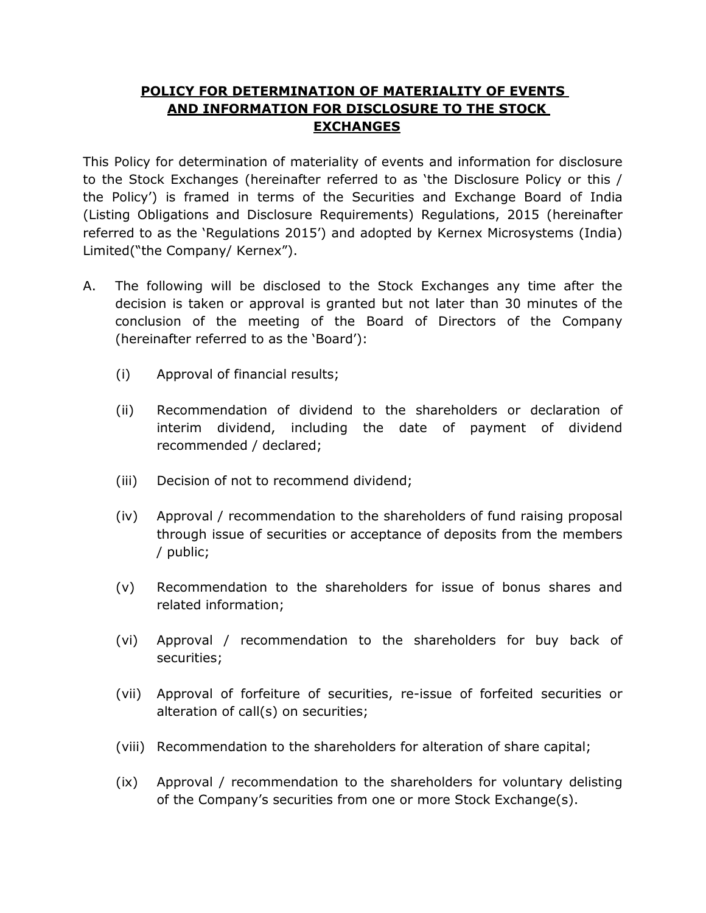# POLICY FOR DETERMINATION OF MATERIALITY OF EVENTS AND INFORMATION FOR DISCLOSURE TO THE STOCK EXCHANGES

This Policy for determination of materiality of events and information for disclosure to the Stock Exchanges (hereinafter referred to as 'the Disclosure Policy or this / the Policy') is framed in terms of the Securities and Exchange Board of India (Listing Obligations and Disclosure Requirements) Regulations, 2015 (hereinafter referred to as the 'Regulations 2015') and adopted by Kernex Microsystems (India) Limited("the Company/ Kernex").

A. The following will be disclosed to the Stock Exchanges any time after the decision is taken or approval is granted but not later than 30 minutes of the conclusion of the meeting of the Board of Directors of the Company (hereinafter referred to as the 'Board'):

   (i) Approval of financial results;

   (ii) Recommendation of dividend to the shareholders or declaration of interim dividend, including the date of payment of dividend recommended / declared;

   (iii) Decision of not to recommend dividend;

   (iv) Approval / recommendation to the shareholders of fund raising proposal through issue of securities or acceptance of deposits from the members / public;

   (v) Recommendation to the shareholders for issue of bonus shares and related information;

   (vi) Approval / recommendation to the shareholders for buy back of securities;

   (vii) Approval of forfeiture of securities, re-issue of forfeited securities or alteration of call(s) on securities;

   (viii) Recommendation to the shareholders for alteration of share capital;

   (ix) Approval / recommendation to the shareholders for voluntary delisting of the Company's securities from one or more Stock Exchange(s).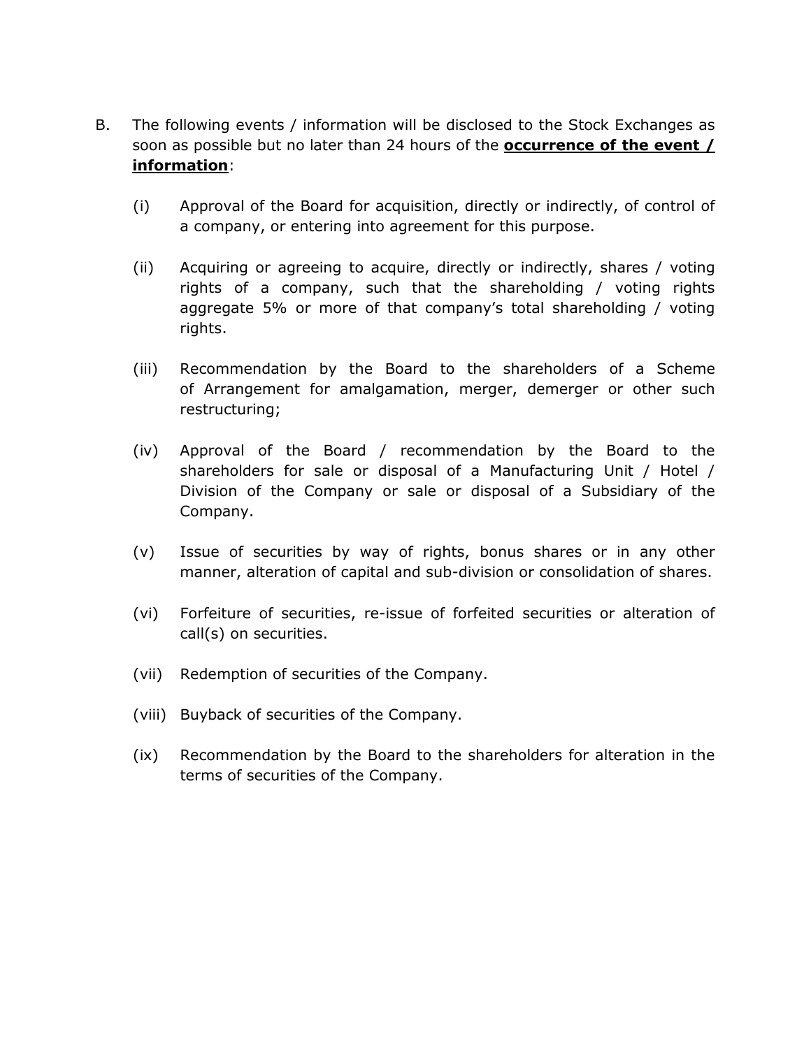B. The following events / information will be disclosed to the Stock Exchanges as soon as possible but no later than 24 hours of the **occurrence of the event / information**:

(i) Approval of the Board for acquisition, directly or indirectly, of control of a company, or entering into agreement for this purpose.

(ii) Acquiring or agreeing to acquire, directly or indirectly, shares / voting rights of a company, such that the shareholding / voting rights aggregate 5% or more of that company's total shareholding / voting rights.

(iii) Recommendation by the Board to the shareholders of a Scheme of Arrangement for amalgamation, merger, demerger or other such restructuring;

(iv) Approval of the Board / recommendation by the Board to the shareholders for sale or disposal of a Manufacturing Unit / Hotel / Division of the Company or sale or disposal of a Subsidiary of the Company.

(v) Issue of securities by way of rights, bonus shares or in any other manner, alteration of capital and sub-division or consolidation of shares.

(vi) Forfeiture of securities, re-issue of forfeited securities or alteration of call(s) on securities.

(vii) Redemption of securities of the Company.

(viii) Buyback of securities of the Company.

(ix) Recommendation by the Board to the shareholders for alteration in the terms of securities of the Company.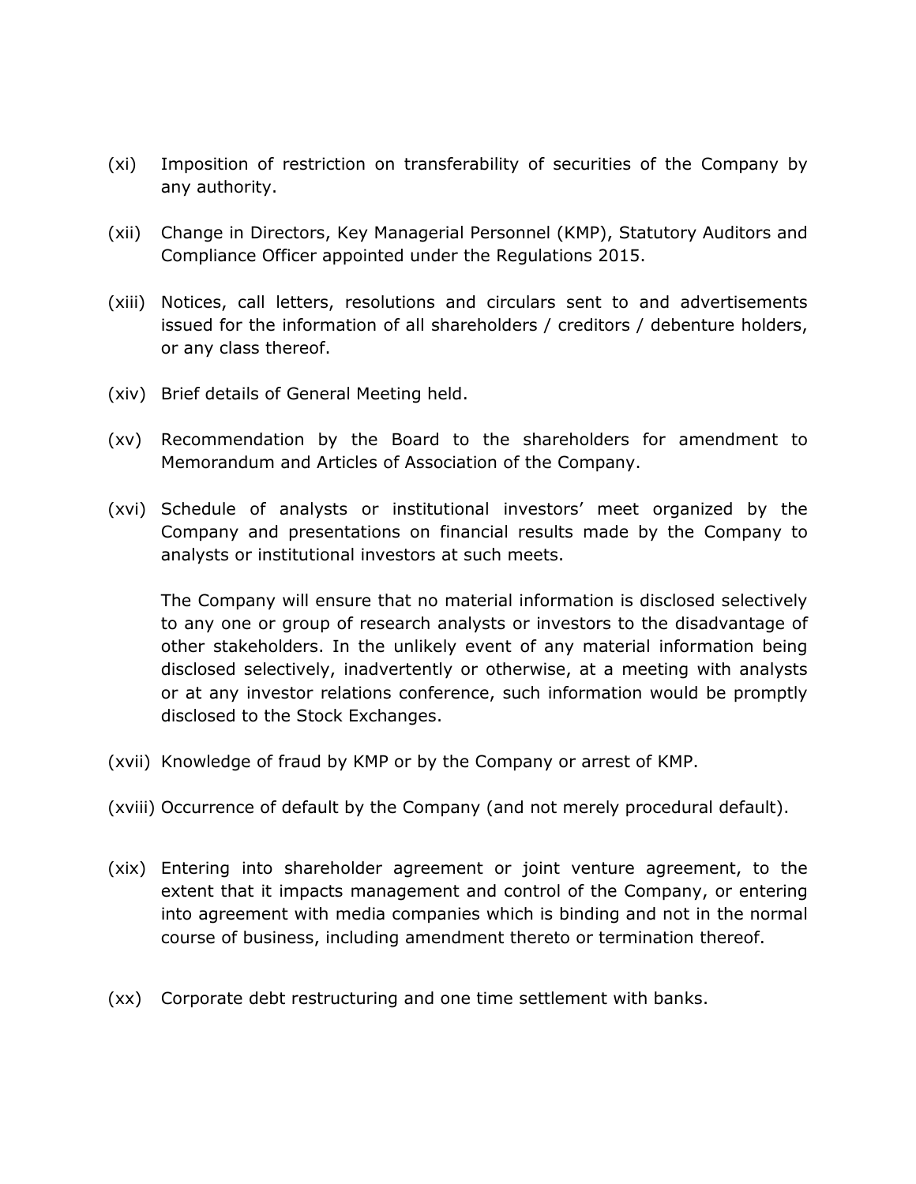(xi) Imposition of restriction on transferability of securities of the Company by any authority.

(xii) Change in Directors, Key Managerial Personnel (KMP), Statutory Auditors and Compliance Officer appointed under the Regulations 2015.

(xiii) Notices, call letters, resolutions and circulars sent to and advertisements issued for the information of all shareholders / creditors / debenture holders, or any class thereof.

(xiv) Brief details of General Meeting held.

(xv) Recommendation by the Board to the shareholders for amendment to Memorandum and Articles of Association of the Company.

(xvi) Schedule of analysts or institutional investors' meet organized by the Company and presentations on financial results made by the Company to analysts or institutional investors at such meets.

The Company will ensure that no material information is disclosed selectively to any one or group of research analysts or investors to the disadvantage of other stakeholders. In the unlikely event of any material information being disclosed selectively, inadvertently or otherwise, at a meeting with analysts or at any investor relations conference, such information would be promptly disclosed to the Stock Exchanges.

(xvii) Knowledge of fraud by KMP or by the Company or arrest of KMP.

(xviii) Occurrence of default by the Company (and not merely procedural default).

(xix) Entering into shareholder agreement or joint venture agreement, to the extent that it impacts management and control of the Company, or entering into agreement with media companies which is binding and not in the normal course of business, including amendment thereto or termination thereof.

(xx) Corporate debt restructuring and one time settlement with banks.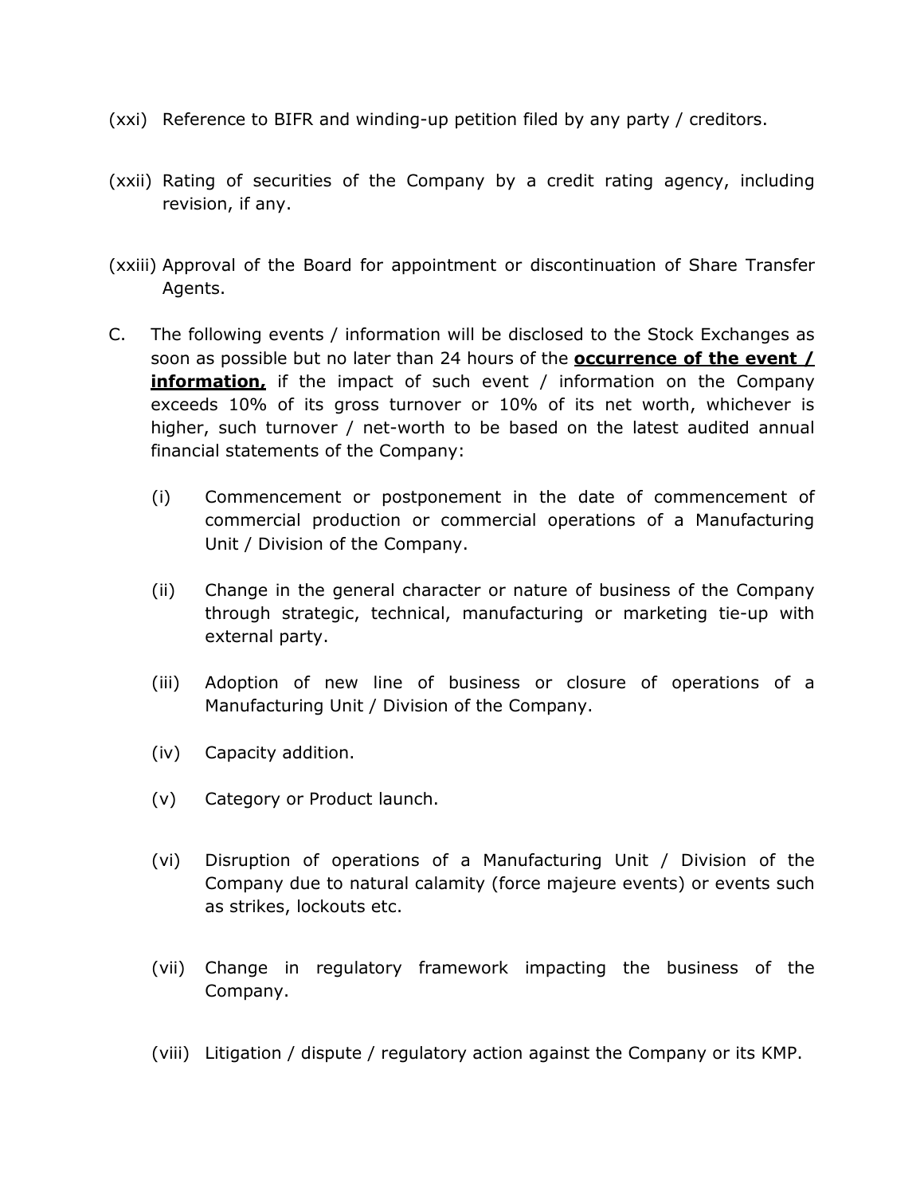(xxi) Reference to BIFR and winding-up petition filed by any party / creditors.

(xxii) Rating of securities of the Company by a credit rating agency, including revision, if any.

(xxiii) Approval of the Board for appointment or discontinuation of Share Transfer Agents.

C. The following events / information will be disclosed to the Stock Exchanges as soon as possible but no later than 24 hours of the <u>**occurrence of the event / information,**</u> if the impact of such event / information on the Company exceeds 10% of its gross turnover or 10% of its net worth, whichever is higher, such turnover / net-worth to be based on the latest audited annual financial statements of the Company:

(i) Commencement or postponement in the date of commencement of commercial production or commercial operations of a Manufacturing Unit / Division of the Company.

(ii) Change in the general character or nature of business of the Company through strategic, technical, manufacturing or marketing tie-up with external party.

(iii) Adoption of new line of business or closure of operations of a Manufacturing Unit / Division of the Company.

(iv) Capacity addition.

(v) Category or Product launch.

(vi) Disruption of operations of a Manufacturing Unit / Division of the Company due to natural calamity (force majeure events) or events such as strikes, lockouts etc.

(vii) Change in regulatory framework impacting the business of the Company.

(viii) Litigation / dispute / regulatory action against the Company or its KMP.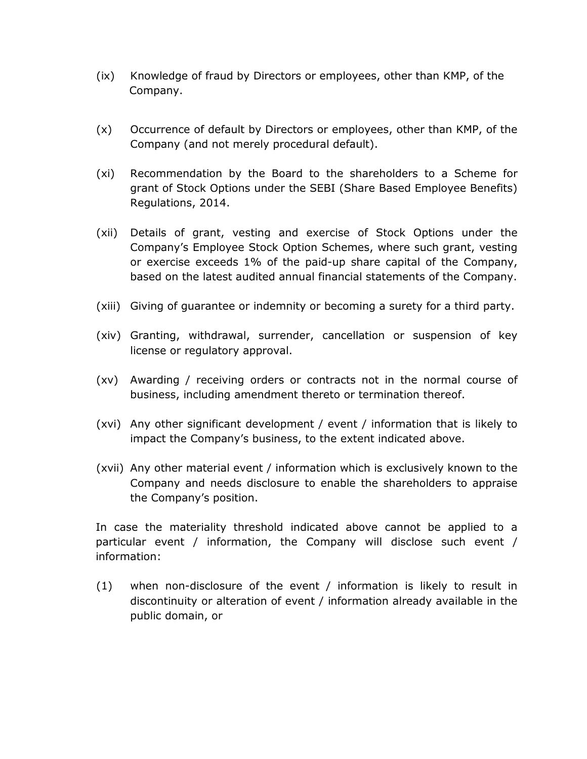(ix) Knowledge of fraud by Directors or employees, other than KMP, of the Company.

(x) Occurrence of default by Directors or employees, other than KMP, of the Company (and not merely procedural default).

(xi) Recommendation by the Board to the shareholders to a Scheme for grant of Stock Options under the SEBI (Share Based Employee Benefits) Regulations, 2014.

(xii) Details of grant, vesting and exercise of Stock Options under the Company's Employee Stock Option Schemes, where such grant, vesting or exercise exceeds 1% of the paid-up share capital of the Company, based on the latest audited annual financial statements of the Company.

(xiii) Giving of guarantee or indemnity or becoming a surety for a third party.

(xiv) Granting, withdrawal, surrender, cancellation or suspension of key license or regulatory approval.

(xv) Awarding / receiving orders or contracts not in the normal course of business, including amendment thereto or termination thereof.

(xvi) Any other significant development / event / information that is likely to impact the Company's business, to the extent indicated above.

(xvii) Any other material event / information which is exclusively known to the Company and needs disclosure to enable the shareholders to appraise the Company's position.

In case the materiality threshold indicated above cannot be applied to a particular event / information, the Company will disclose such event / information:

(1) when non-disclosure of the event / information is likely to result in discontinuity or alteration of event / information already available in the public domain, or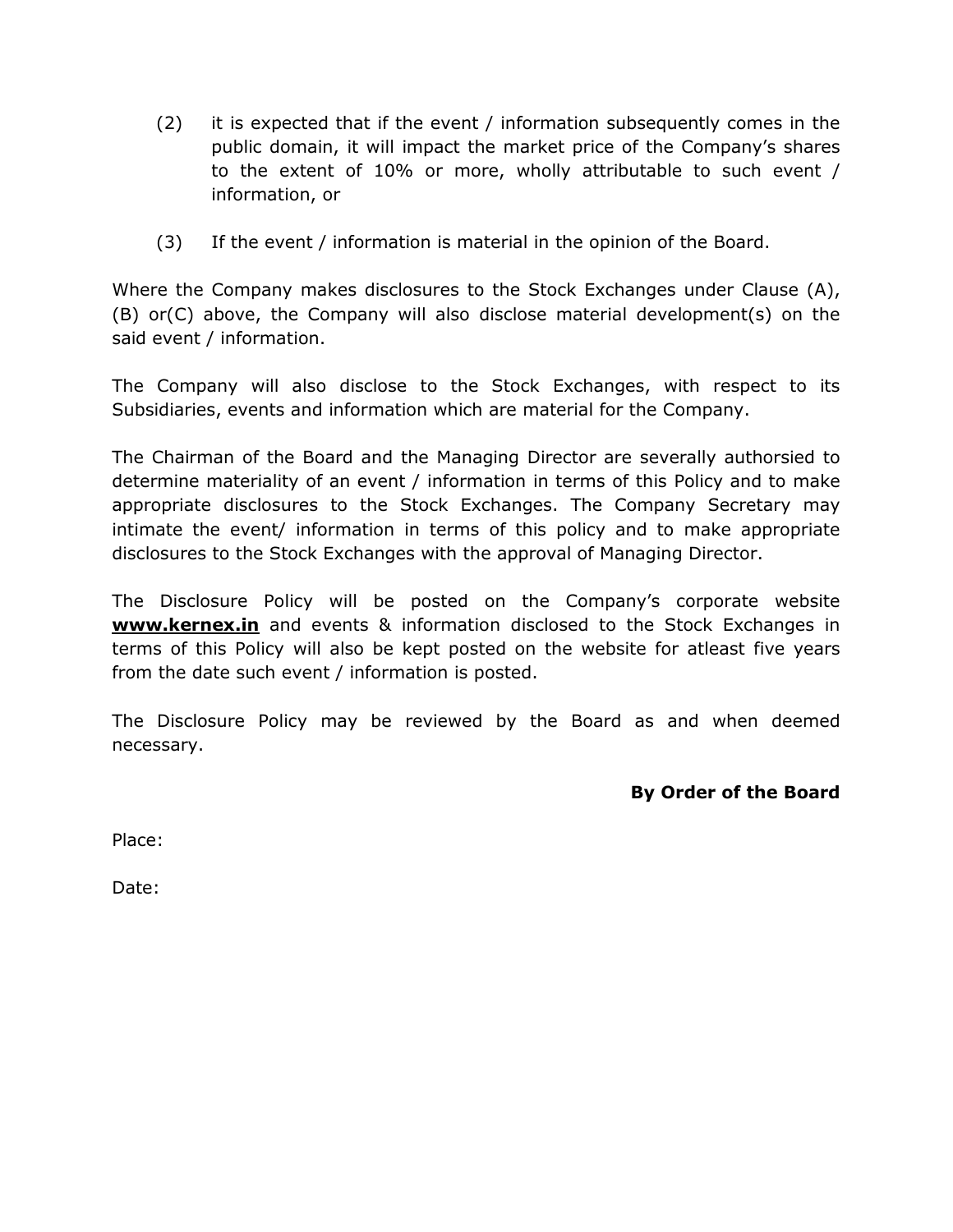(2) it is expected that if the event / information subsequently comes in the public domain, it will impact the market price of the Company's shares to the extent of 10% or more, wholly attributable to such event / information, or

(3) If the event / information is material in the opinion of the Board.

Where the Company makes disclosures to the Stock Exchanges under Clause (A), (B) or(C) above, the Company will also disclose material development(s) on the said event / information.

The Company will also disclose to the Stock Exchanges, with respect to its Subsidiaries, events and information which are material for the Company.

The Chairman of the Board and the Managing Director are severally authorsied to determine materiality of an event / information in terms of this Policy and to make appropriate disclosures to the Stock Exchanges. The Company Secretary may intimate the event/ information in terms of this policy and to make appropriate disclosures to the Stock Exchanges with the approval of Managing Director.

The Disclosure Policy will be posted on the Company's corporate website **www.kernex.in** and events & information disclosed to the Stock Exchanges in terms of this Policy will also be kept posted on the website for atleast five years from the date such event / information is posted.

The Disclosure Policy may be reviewed by the Board as and when deemed necessary.

**By Order of the Board**

Place:

Date: